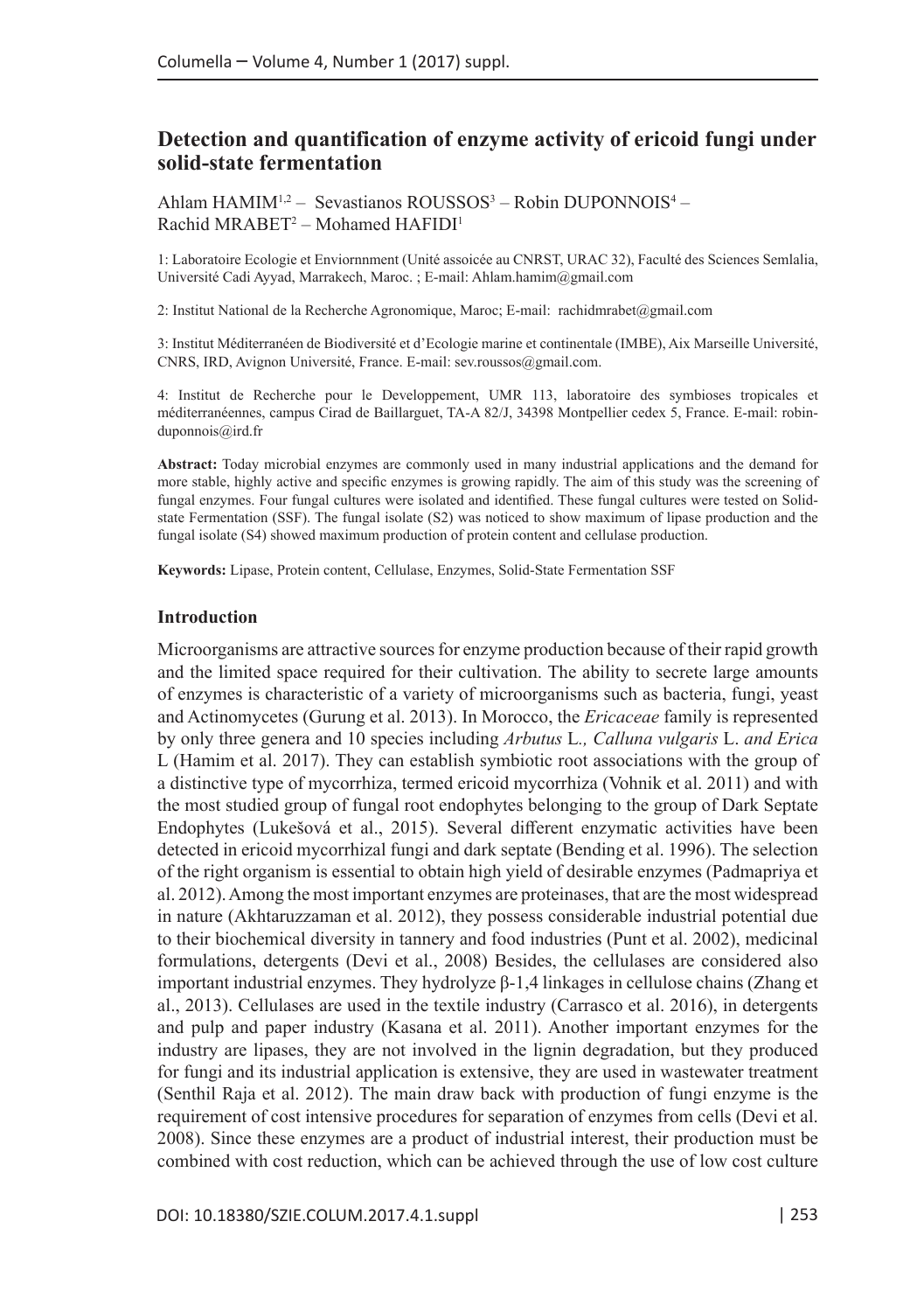# Detection and quantification of enzyme activity of ericoid fungi under solid-state fermentation

Ahlam HAMIM[1,2] – Sevastianos ROUSSOS[3] – Robin DUPONNOIS[4] – Rachid MRABET[2] – Mohamed HAFIDI[1]

1: Laboratoire Ecologie et Enviornnment (Unité assoicée au CNRST, URAC 32), Faculté des Sciences Semlalia, Université Cadi Ayyad, Marrakech, Maroc. ; E-mail: Ahlam.hamim@gmail.com

2: Institut National de la Recherche Agronomique, Maroc; E-mail: rachidmrabet@gmail.com

3: Institut Méditerranéen de Biodiversité et d'Ecologie marine et continentale (IMBE), Aix Marseille Université, CNRS, IRD, Avignon Université, France. E-mail: sev.roussos@gmail.com.

4: Institut de Recherche pour le Developpement, UMR 113, laboratoire des symbioses tropicales et méditerranéennes, campus Cirad de Baillarguet, TA-A 82/J, 34398 Montpellier cedex 5, France. E-mail: robin-duponnois@ird.fr

**Abstract:** Today microbial enzymes are commonly used in many industrial applications and the demand for more stable, highly active and specific enzymes is growing rapidly. The aim of this study was the screening of fungal enzymes. Four fungal cultures were isolated and identified. These fungal cultures were tested on Solid-state Fermentation (SSF). The fungal isolate (S2) was noticed to show maximum of lipase production and the fungal isolate (S4) showed maximum production of protein content and cellulase production.

**Keywords:** Lipase, Protein content, Cellulase, Enzymes, Solid-State Fermentation SSF

## Introduction

Microorganisms are attractive sources for enzyme production because of their rapid growth and the limited space required for their cultivation. The ability to secrete large amounts of enzymes is characteristic of a variety of microorganisms such as bacteria, fungi, yeast and Actinomycetes (Gurung et al. 2013). In Morocco, the *Ericaceae* family is represented by only three genera and 10 species including *Arbutus* L*., Calluna vulgaris* L. *and Erica* L (Hamim et al. 2017). They can establish symbiotic root associations with the group of a distinctive type of mycorrhiza, termed ericoid mycorrhiza (Vohnik et al. 2011) and with the most studied group of fungal root endophytes belonging to the group of Dark Septate Endophytes (Lukešová et al., 2015). Several different enzymatic activities have been detected in ericoid mycorrhizal fungi and dark septate (Bending et al. 1996). The selection of the right organism is essential to obtain high yield of desirable enzymes (Padmapriya et al. 2012). Among the most important enzymes are proteinases, that are the most widespread in nature (Akhtaruzzaman et al. 2012), they possess considerable industrial potential due to their biochemical diversity in tannery and food industries (Punt et al. 2002), medicinal formulations, detergents (Devi et al., 2008) Besides, the cellulases are considered also important industrial enzymes. They hydrolyze β-1,4 linkages in cellulose chains (Zhang et al., 2013). Cellulases are used in the textile industry (Carrasco et al. 2016), in detergents and pulp and paper industry (Kasana et al. 2011). Another important enzymes for the industry are lipases, they are not involved in the lignin degradation, but they produced for fungi and its industrial application is extensive, they are used in wastewater treatment (Senthil Raja et al. 2012). The main draw back with production of fungi enzyme is the requirement of cost intensive procedures for separation of enzymes from cells (Devi et al. 2008). Since these enzymes are a product of industrial interest, their production must be combined with cost reduction, which can be achieved through the use of low cost culture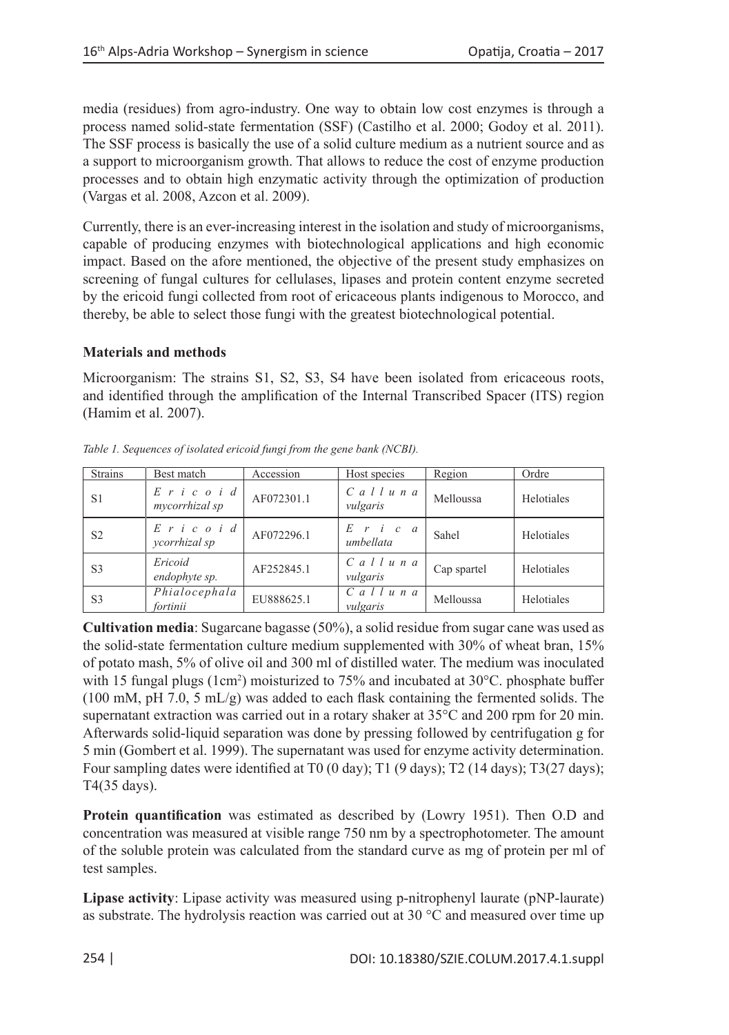media (residues) from agro-industry. One way to obtain low cost enzymes is through a process named solid-state fermentation (SSF) (Castilho et al. 2000; Godoy et al. 2011). The SSF process is basically the use of a solid culture medium as a nutrient source and as a support to microorganism growth. That allows to reduce the cost of enzyme production processes and to obtain high enzymatic activity through the optimization of production (Vargas et al. 2008, Azcon et al. 2009).

Currently, there is an ever-increasing interest in the isolation and study of microorganisms, capable of producing enzymes with biotechnological applications and high economic impact. Based on the afore mentioned, the objective of the present study emphasizes on screening of fungal cultures for cellulases, lipases and protein content enzyme secreted by the ericoid fungi collected from root of ericaceous plants indigenous to Morocco, and thereby, be able to select those fungi with the greatest biotechnological potential.

## Materials and methods

Microorganism: The strains S1, S2, S3, S4 have been isolated from ericaceous roots, and identified through the amplification of the Internal Transcribed Spacer (ITS) region (Hamim et al. 2007).

*Table 1. Sequences of isolated ericoid fungi from the gene bank (NCBI).*

| Strains | Best match | Accession | Host species | Region | Ordre |
|---|---|---|---|---|---|
| S1 | *Ericoid mycorrhizal sp* | AF072301.1 | *Calluna vulgaris* | Melloussa | Helotiales |
| S2 | *Ericoid ycorrhizal sp* | AF072296.1 | *Erica umbellata* | Sahel | Helotiales |
| S3 | *Ericoid endophyte sp.* | AF252845.1 | *Calluna vulgaris* | Cap spartel | Helotiales |
| S3 | *Phialocephala fortinii* | EU888625.1 | *Calluna vulgaris* | Melloussa | Helotiales |

**Cultivation media**: Sugarcane bagasse (50%), a solid residue from sugar cane was used as the solid-state fermentation culture medium supplemented with 30% of wheat bran, 15% of potato mash, 5% of olive oil and 300 ml of distilled water. The medium was inoculated with 15 fungal plugs (1cm$^2$) moisturized to 75% and incubated at 30°C. phosphate buffer (100 mM, pH 7.0, 5 mL/g) was added to each flask containing the fermented solids. The supernatant extraction was carried out in a rotary shaker at 35°C and 200 rpm for 20 min. Afterwards solid-liquid separation was done by pressing followed by centrifugation g for 5 min (Gombert et al. 1999). The supernatant was used for enzyme activity determination. Four sampling dates were identified at T0 (0 day); T1 (9 days); T2 (14 days); T3(27 days); T4(35 days).

**Protein quantification** was estimated as described by (Lowry 1951). Then O.D and concentration was measured at visible range 750 nm by a spectrophotometer. The amount of the soluble protein was calculated from the standard curve as mg of protein per ml of test samples.

**Lipase activity**: Lipase activity was measured using p-nitrophenyl laurate (pNP-laurate) as substrate. The hydrolysis reaction was carried out at 30 °C and measured over time up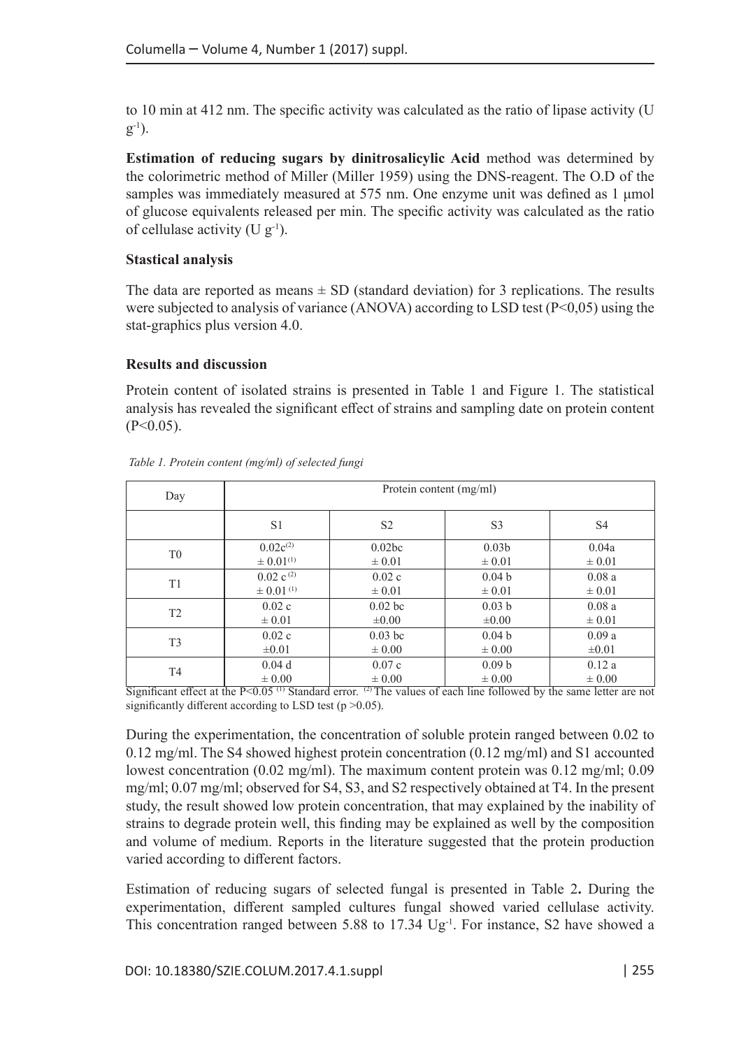to 10 min at 412 nm. The specific activity was calculated as the ratio of lipase activity (U $g^{-1}$).

**Estimation of reducing sugars by dinitrosalicylic Acid** method was determined by the colorimetric method of Miller (Miller 1959) using the DNS-reagent. The O.D of the samples was immediately measured at 575 nm. One enzyme unit was defined as 1 μmol of glucose equivalents released per min. The specific activity was calculated as the ratio of cellulase activity (U $g^{-1}$).

**Stastical analysis**

The data are reported as means ± SD (standard deviation) for 3 replications. The results were subjected to analysis of variance (ANOVA) according to LSD test (P<0,05) using the stat-graphics plus version 4.0.

**Results and discussion**

Protein content of isolated strains is presented in Table 1 and Figure 1. The statistical analysis has revealed the significant effect of strains and sampling date on protein content (P<0.05).

*Table 1. Protein content (mg/ml) of selected fungi*

| Day | Protein content (mg/ml) | | | |
|---|---|---|---|---|
| | S1 | S2 | S3 | S4 |
| T0 | 0.02c[2] ± 0.01[1] | 0.02bc ± 0.01 | 0.03b ± 0.01 | 0.04a ± 0.01 |
| T1 | 0.02 c[2] ± 0.01[1] | 0.02 c ± 0.01 | 0.04 b ± 0.01 | 0.08 a ± 0.01 |
| T2 | 0.02 c ± 0.01 | 0.02 bc ±0.00 | 0.03 b ±0.00 | 0.08 a ± 0.01 |
| T3 | 0.02 c ±0.01 | 0.03 bc ± 0.00 | 0.04 b ± 0.00 | 0.09 a ±0.01 |
| T4 | 0.04 d ± 0.00 | 0.07 c ± 0.00 | 0.09 b ± 0.00 | 0.12 a ± 0.00 |

Significant effect at the P<0.05 [1] Standard error. [2] The values of each line followed by the same letter are not significantly different according to LSD test (p >0.05).

During the experimentation, the concentration of soluble protein ranged between 0.02 to 0.12 mg/ml. The S4 showed highest protein concentration (0.12 mg/ml) and S1 accounted lowest concentration (0.02 mg/ml). The maximum content protein was 0.12 mg/ml; 0.09 mg/ml; 0.07 mg/ml; observed for S4, S3, and S2 respectively obtained at T4. In the present study, the result showed low protein concentration, that may explained by the inability of strains to degrade protein well, this finding may be explained as well by the composition and volume of medium. Reports in the literature suggested that the protein production varied according to different factors.

Estimation of reducing sugars of selected fungal is presented in Table 2**.** During the experimentation, different sampled cultures fungal showed varied cellulase activity. This concentration ranged between 5.88 to 17.34 U$g^{-1}$. For instance, S2 have showed a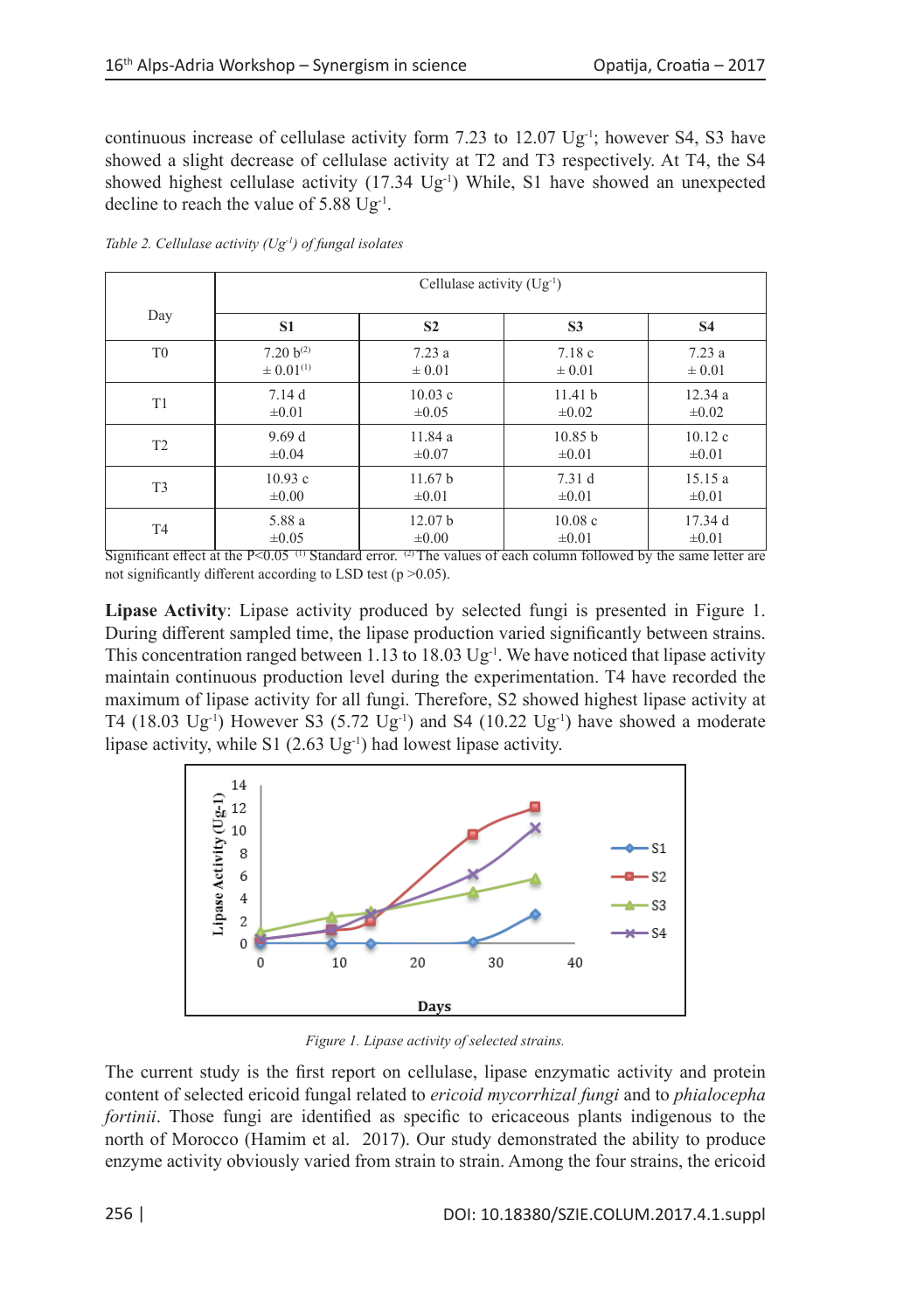continuous increase of cellulase activity form 7.23 to 12.07 $Ug^{-1}$; however S4, S3 have showed a slight decrease of cellulase activity at T2 and T3 respectively. At T4, the S4 showed highest cellulase activity (17.34 $Ug^{-1}$) While, S1 have showed an unexpected decline to reach the value of 5.88 $Ug^{-1}$.

*Table 2. Cellulase activity ($Ug^{-1}$) of fungal isolates*

| Day | Cellulase activity ($Ug^{-1}$) | | | |
|---|---|---|---|---|
| | **S1** | **S2** | **S3** | **S4** |
| T0 | 7.20 b[2] ± 0.01[1] | 7.23 a ± 0.01 | 7.18 c ± 0.01 | 7.23 a ± 0.01 |
| T1 | 7.14 d ±0.01 | 10.03 c ±0.05 | 11.41 b ±0.02 | 12.34 a ±0.02 |
| T2 | 9.69 d ±0.04 | 11.84 a ±0.07 | 10.85 b ±0.01 | 10.12 c ±0.01 |
| T3 | 10.93 c ±0.00 | 11.67 b ±0.01 | 7.31 d ±0.01 | 15.15 a ±0.01 |
| T4 | 5.88 a ±0.05 | 12.07 b ±0.00 | 10.08 c ±0.01 | 17.34 d ±0.01 |

Significant effect at the $P<0.05$ [1] Standard error. [2] The values of each column followed by the same letter are not significantly different according to LSD test ($p > 0.05$).

**Lipase Activity**: Lipase activity produced by selected fungi is presented in Figure 1. During different sampled time, the lipase production varied significantly between strains. This concentration ranged between 1.13 to 18.03 $Ug^{-1}$. We have noticed that lipase activity maintain continuous production level during the experimentation. T4 have recorded the maximum of lipase activity for all fungi. Therefore, S2 showed highest lipase activity at T4 (18.03 $Ug^{-1}$) However S3 (5.72 $Ug^{-1}$) and S4 (10.22 $Ug^{-1}$) have showed a moderate lipase activity, while S1 (2.63 $Ug^{-1}$) had lowest lipase activity.

*Figure 1. Lipase activity of selected strains.*

The current study is the first report on cellulase, lipase enzymatic activity and protein content of selected ericoid fungal related to *ericoid mycorrhizal fungi* and to *phialocepha fortinii*. Those fungi are identified as specific to ericaceous plants indigenous to the north of Morocco (Hamim et al. 2017). Our study demonstrated the ability to produce enzyme activity obviously varied from strain to strain. Among the four strains, the ericoid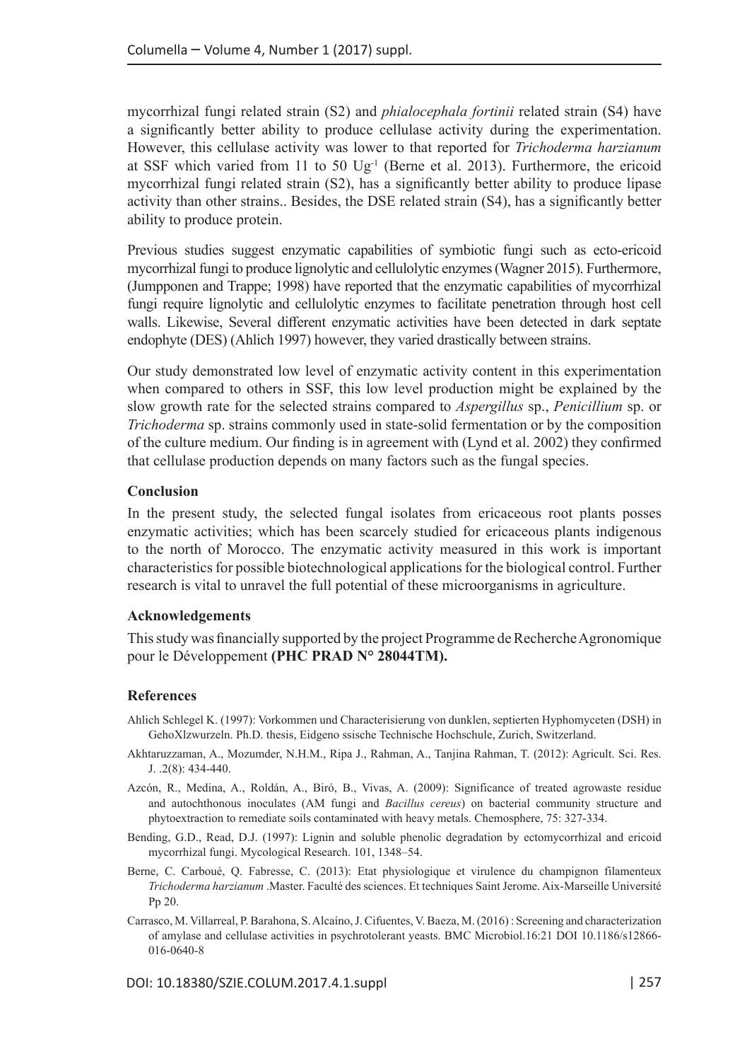mycorrhizal fungi related strain (S2) and *phialocephala fortinii* related strain (S4) have a significantly better ability to produce cellulase activity during the experimentation. However, this cellulase activity was lower to that reported for *Trichoderma harzianum* at SSF which varied from 11 to 50 $Ug^{-1}$ (Berne et al. 2013). Furthermore, the ericoid mycorrhizal fungi related strain (S2), has a significantly better ability to produce lipase activity than other strains.. Besides, the DSE related strain (S4), has a significantly better ability to produce protein.

Previous studies suggest enzymatic capabilities of symbiotic fungi such as ecto-ericoid mycorrhizal fungi to produce lignolytic and cellulolytic enzymes (Wagner 2015). Furthermore, (Jumpponen and Trappe; 1998) have reported that the enzymatic capabilities of mycorrhizal fungi require lignolytic and cellulolytic enzymes to facilitate penetration through host cell walls. Likewise, Several different enzymatic activities have been detected in dark septate endophyte (DES) (Ahlich 1997) however, they varied drastically between strains.

Our study demonstrated low level of enzymatic activity content in this experimentation when compared to others in SSF, this low level production might be explained by the slow growth rate for the selected strains compared to *Aspergillus* sp., *Penicillium* sp. or *Trichoderma* sp. strains commonly used in state-solid fermentation or by the composition of the culture medium. Our finding is in agreement with (Lynd et al. 2002) they confirmed that cellulase production depends on many factors such as the fungal species.

## Conclusion

In the present study, the selected fungal isolates from ericaceous root plants posses enzymatic activities; which has been scarcely studied for ericaceous plants indigenous to the north of Morocco. The enzymatic activity measured in this work is important characteristics for possible biotechnological applications for the biological control. Further research is vital to unravel the full potential of these microorganisms in agriculture.

## Acknowledgements

This study was financially supported by the project Programme de Recherche Agronomique pour le Développement **(PHC PRAD N° 28044TM).**

## References

Ahlich Schlegel K. (1997): Vorkommen und Characterisierung von dunklen, septierten Hyphomyceten (DSH) in GehoXlzwurzeln. Ph.D. thesis, Eidgeno ssische Technische Hochschule, Zurich, Switzerland.

Akhtaruzzaman, A., Mozumder, N.H.M., Ripa J., Rahman, A., Tanjina Rahman, T. (2012): Agricult. Sci. Res. J. .2(8): 434-440.

Azcón, R., Medina, A., Roldán, A., Biró, B., Vivas, A. (2009): Significance of treated agrowaste residue and autochthonous inoculates (AM fungi and *Bacillus cereus*) on bacterial community structure and phytoextraction to remediate soils contaminated with heavy metals. Chemosphere, 75: 327-334.

Bending, G.D., Read, D.J. (1997): Lignin and soluble phenolic degradation by ectomycorrhizal and ericoid mycorrhizal fungi. Mycological Research. 101, 1348–54.

Berne, C. Carboué, Q. Fabresse, C. (2013): Etat physiologique et virulence du champignon filamenteux *Trichoderma harzianum* .Master. Faculté des sciences. Et techniques Saint Jerome. Aix-Marseille Université Pp 20.

Carrasco, M. Villarreal, P. Barahona, S. Alcaíno, J. Cifuentes, V. Baeza, M. (2016) : Screening and characterization of amylase and cellulase activities in psychrotolerant yeasts. BMC Microbiol.16:21 DOI 10.1186/s12866-016-0640-8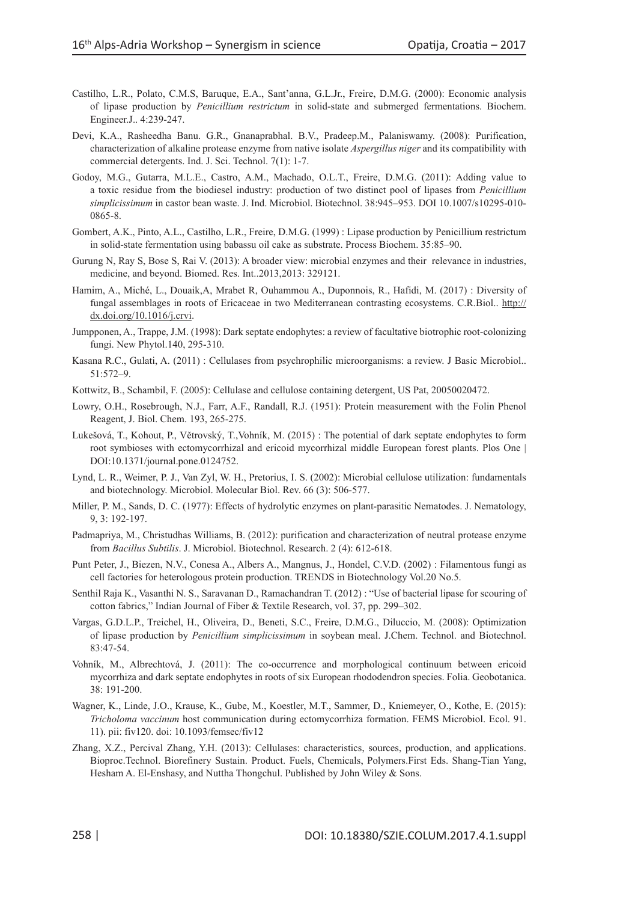Castilho, L.R., Polato, C.M.S, Baruque, E.A., Sant'anna, G.L.Jr., Freire, D.M.G. (2000): Economic analysis of lipase production by *Penicillium restrictum* in solid-state and submerged fermentations. Biochem. Engineer.J.. 4:239-247.

Devi, K.A., Rasheedha Banu. G.R., Gnanaprabhal. B.V., Pradeep.M., Palaniswamy. (2008): Purification, characterization of alkaline protease enzyme from native isolate *Aspergillus niger* and its compatibility with commercial detergents. Ind. J. Sci. Technol. 7(1): 1-7.

Godoy, M.G., Gutarra, M.L.E., Castro, A.M., Machado, O.L.T., Freire, D.M.G. (2011): Adding value to a toxic residue from the biodiesel industry: production of two distinct pool of lipases from *Penicillium simplicissimum* in castor bean waste. J. Ind. Microbiol. Biotechnol. 38:945–953. DOI 10.1007/s10295-010-0865-8.

Gombert, A.K., Pinto, A.L., Castilho, L.R., Freire, D.M.G. (1999) : Lipase production by Penicillium restrictum in solid-state fermentation using babassu oil cake as substrate. Process Biochem. 35:85–90.

Gurung N, Ray S, Bose S, Rai V. (2013): A broader view: microbial enzymes and their relevance in industries, medicine, and beyond. Biomed. Res. Int..2013,2013: 329121.

Hamim, A., Miché, L., Douaik,A, Mrabet R, Ouhammou A., Duponnois, R., Hafidi, M. (2017) : Diversity of fungal assemblages in roots of Ericaceae in two Mediterranean contrasting ecosystems. C.R.Biol.. http://dx.doi.org/10.1016/j.crvi.

Jumpponen, A., Trappe, J.M. (1998): Dark septate endophytes: a review of facultative biotrophic root-colonizing fungi. New Phytol.140, 295-310.

Kasana R.C., Gulati, A. (2011) : Cellulases from psychrophilic microorganisms: a review. J Basic Microbiol.. 51:572–9.

Kottwitz, B., Schambil, F. (2005): Cellulase and cellulose containing detergent, US Pat, 20050020472.

Lowry, O.H., Rosebrough, N.J., Farr, A.F., Randall, R.J. (1951): Protein measurement with the Folin Phenol Reagent, J. Biol. Chem. 193, 265-275.

Lukešová, T., Kohout, P., Větrovský, T.,Vohník, M. (2015) : The potential of dark septate endophytes to form root symbioses with ectomycorrhizal and ericoid mycorrhizal middle European forest plants. Plos One | DOI:10.1371/journal.pone.0124752.

Lynd, L. R., Weimer, P. J., Van Zyl, W. H., Pretorius, I. S. (2002): Microbial cellulose utilization: fundamentals and biotechnology. Microbiol. Molecular Biol. Rev. 66 (3): 506-577.

Miller, P. M., Sands, D. C. (1977): Effects of hydrolytic enzymes on plant-parasitic Nematodes. J. Nematology, 9, 3: 192-197.

Padmapriya, M., Christudhas Williams, B. (2012): purification and characterization of neutral protease enzyme from *Bacillus Subtilis*. J. Microbiol. Biotechnol. Research. 2 (4): 612-618.

Punt Peter, J., Biezen, N.V., Conesa A., Albers A., Mangnus, J., Hondel, C.V.D. (2002) : Filamentous fungi as cell factories for heterologous protein production. TRENDS in Biotechnology Vol.20 No.5.

Senthil Raja K., Vasanthi N. S., Saravanan D., Ramachandran T. (2012) : "Use of bacterial lipase for scouring of cotton fabrics," Indian Journal of Fiber & Textile Research, vol. 37, pp. 299–302.

Vargas, G.D.L.P., Treichel, H., Oliveira, D., Beneti, S.C., Freire, D.M.G., Diluccio, M. (2008): Optimization of lipase production by *Penicillium simplicissimum* in soybean meal. J.Chem. Technol. and Biotechnol. 83:47-54.

Vohník, M., Albrechtová, J. (2011): The co-occurrence and morphological continuum between ericoid mycorrhiza and dark septate endophytes in roots of six European rhododendron species. Folia. Geobotanica. 38: 191-200.

Wagner, K., Linde, J.O., Krause, K., Gube, M., Koestler, M.T., Sammer, D., Kniemeyer, O., Kothe, E. (2015): *Tricholoma vaccinum* host communication during ectomycorrhiza formation. FEMS Microbiol. Ecol. 91. 11). pii: fiv120. doi: 10.1093/femsec/fiv12

Zhang, X.Z., Percival Zhang, Y.H. (2013): Cellulases: characteristics, sources, production, and applications. Bioproc.Technol. Biorefinery Sustain. Product. Fuels, Chemicals, Polymers.First Eds. Shang-Tian Yang, Hesham A. El-Enshasy, and Nuttha Thongchul. Published by John Wiley & Sons.